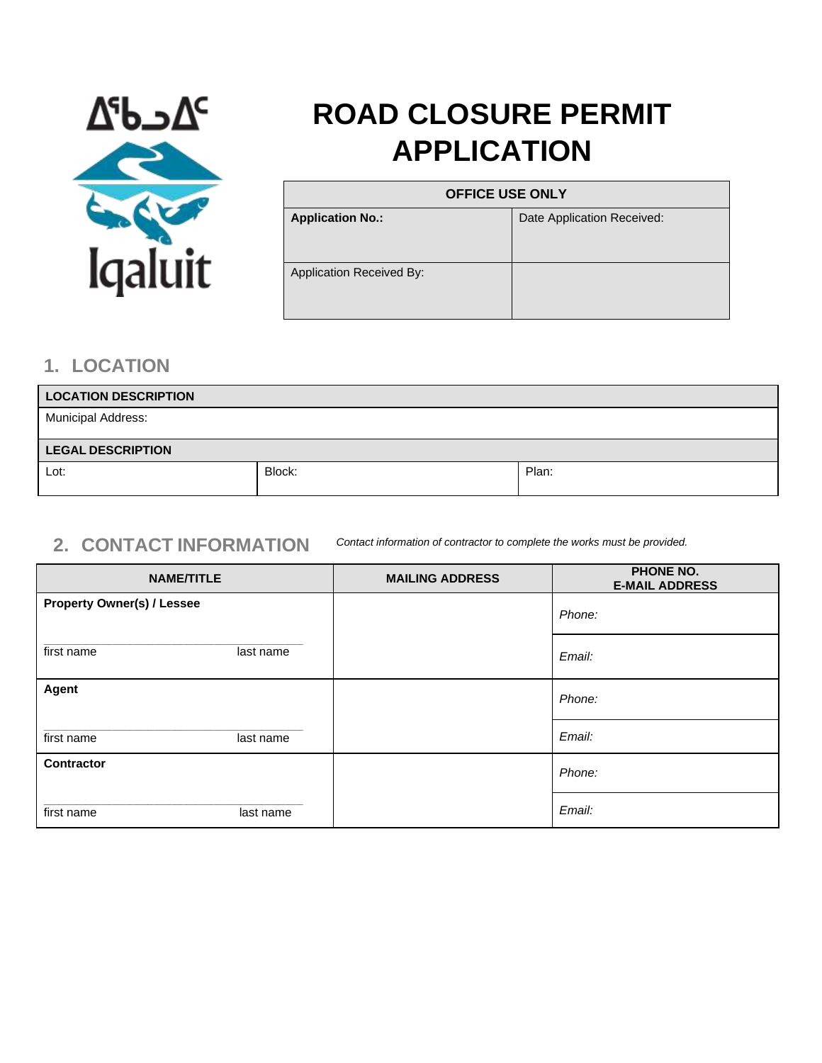ᐃᖃᓗᐃᑦ

Iqaluit

# ROAD CLOSURE PERMIT APPLICATION

| OFFICE USE ONLY | |
|---|---|
| **Application No.:** | Date Application Received: |
| Application Received By: | |

## 1. LOCATION

| LOCATION DESCRIPTION | | |
|---|---|---|
| Municipal Address: | | |
| **LEGAL DESCRIPTION** | | |
| Lot: | Block: | Plan: |

## 2. CONTACT INFORMATION

*Contact information of contractor to complete the works must be provided.*

| NAME/TITLE | MAILING ADDRESS | PHONE NO. E-MAIL ADDRESS |
|---|---|---|
| **Property Owner(s) / Lessee** | | *Phone:* |
| first name last name | | *Email:* |
| **Agent** | | *Phone:* |
| first name last name | | *Email:* |
| **Contractor** | | *Phone:* |
| first name last name | | *Email:* |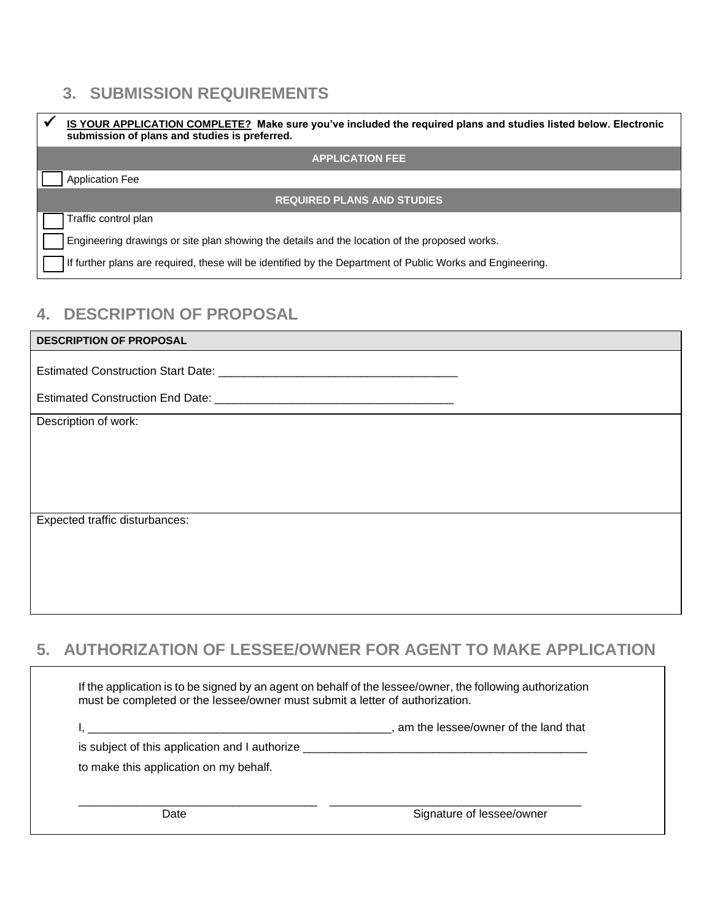## 3. SUBMISSION REQUIREMENTS

| ✓ **IS YOUR APPLICATION COMPLETE? Make sure you've included the required plans and studies listed below. Electronic submission of plans and studies is preferred.** |
|---|
| **APPLICATION FEE** |
| ☐ Application Fee |
| **REQUIRED PLANS AND STUDIES** |
| ☐ Traffic control plan |
| ☐ Engineering drawings or site plan showing the details and the location of the proposed works. |
| ☐ If further plans are required, these will be identified by the Department of Public Works and Engineering. |

## 4. DESCRIPTION OF PROPOSAL

**DESCRIPTION OF PROPOSAL**

Estimated Construction Start Date: ____________________________________

Estimated Construction End Date: ____________________________________

Description of work:

Expected traffic disturbances:

## 5. AUTHORIZATION OF LESSEE/OWNER FOR AGENT TO MAKE APPLICATION

If the application is to be signed by an agent on behalf of the lessee/owner, the following authorization must be completed or the lessee/owner must submit a letter of authorization.

I, _______________________________________________, am the lessee/owner of the land that is subject of this application and I authorize ___________________________________________ to make this application on my behalf.

____________________________________ Date

______________________________________ Signature of lessee/owner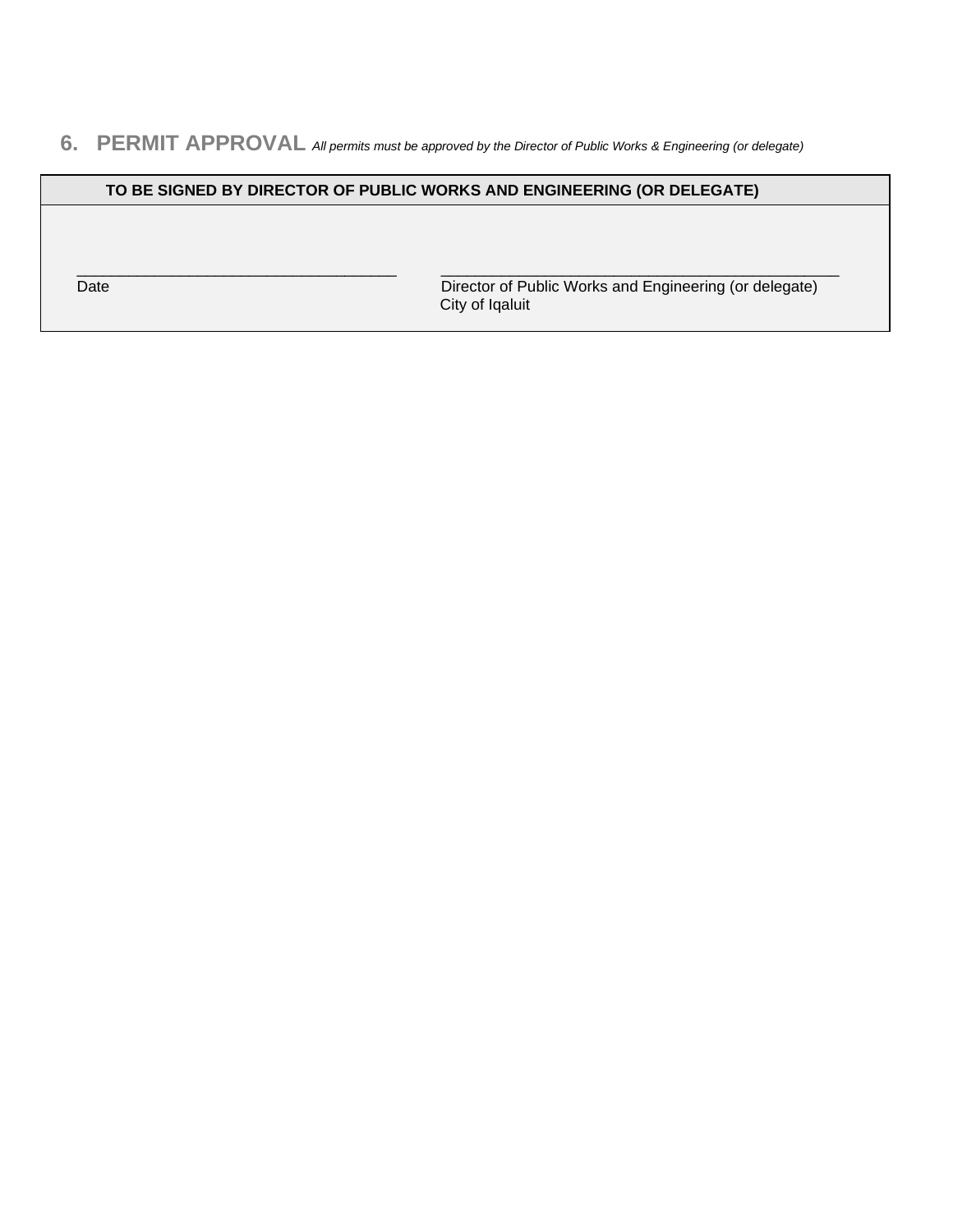## 6. PERMIT APPROVAL *All permits must be approved by the Director of Public Works & Engineering (or delegate)*

| TO BE SIGNED BY DIRECTOR OF PUBLIC WORKS AND ENGINEERING (OR DELEGATE) | |
|---|---|
| ______________________________ | ______________________________ |
| Date | Director of Public Works and Engineering (or delegate)<br>City of Iqaluit |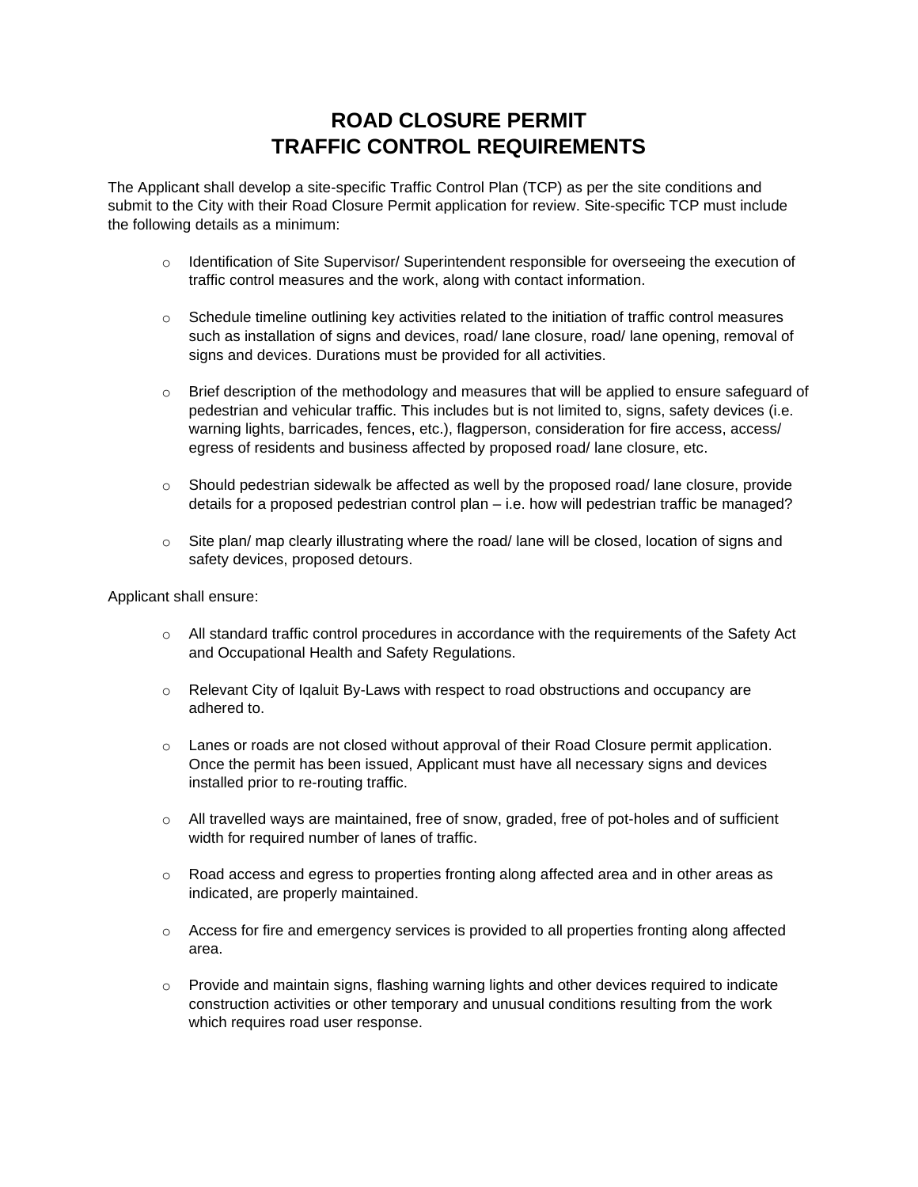# ROAD CLOSURE PERMIT
# TRAFFIC CONTROL REQUIREMENTS

The Applicant shall develop a site-specific Traffic Control Plan (TCP) as per the site conditions and submit to the City with their Road Closure Permit application for review. Site-specific TCP must include the following details as a minimum:

- Identification of Site Supervisor/ Superintendent responsible for overseeing the execution of traffic control measures and the work, along with contact information.
- Schedule timeline outlining key activities related to the initiation of traffic control measures such as installation of signs and devices, road/ lane closure, road/ lane opening, removal of signs and devices. Durations must be provided for all activities.
- Brief description of the methodology and measures that will be applied to ensure safeguard of pedestrian and vehicular traffic. This includes but is not limited to, signs, safety devices (i.e. warning lights, barricades, fences, etc.), flagperson, consideration for fire access, access/ egress of residents and business affected by proposed road/ lane closure, etc.
- Should pedestrian sidewalk be affected as well by the proposed road/ lane closure, provide details for a proposed pedestrian control plan – i.e. how will pedestrian traffic be managed?
- Site plan/ map clearly illustrating where the road/ lane will be closed, location of signs and safety devices, proposed detours.

Applicant shall ensure:

- All standard traffic control procedures in accordance with the requirements of the Safety Act and Occupational Health and Safety Regulations.
- Relevant City of Iqaluit By-Laws with respect to road obstructions and occupancy are adhered to.
- Lanes or roads are not closed without approval of their Road Closure permit application. Once the permit has been issued, Applicant must have all necessary signs and devices installed prior to re-routing traffic.
- All travelled ways are maintained, free of snow, graded, free of pot-holes and of sufficient width for required number of lanes of traffic.
- Road access and egress to properties fronting along affected area and in other areas as indicated, are properly maintained.
- Access for fire and emergency services is provided to all properties fronting along affected area.
- Provide and maintain signs, flashing warning lights and other devices required to indicate construction activities or other temporary and unusual conditions resulting from the work which requires road user response.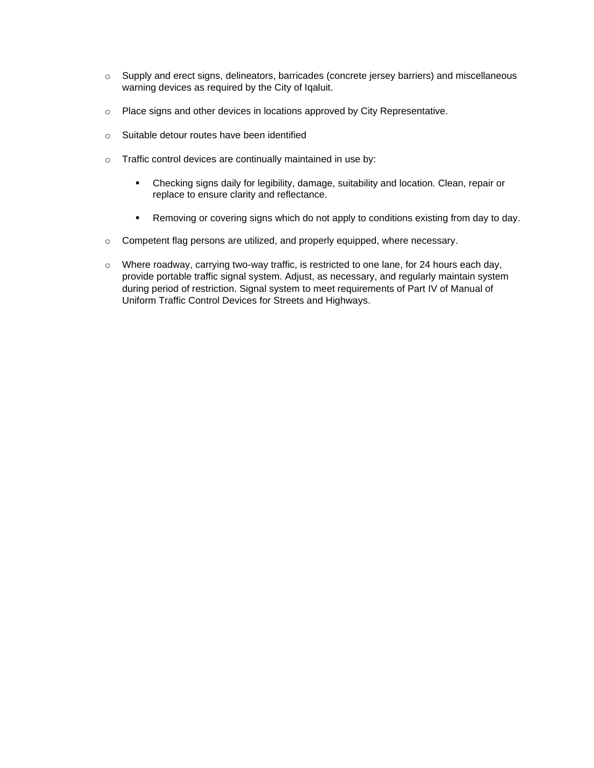- Supply and erect signs, delineators, barricades (concrete jersey barriers) and miscellaneous warning devices as required by the City of Iqaluit.

- Place signs and other devices in locations approved by City Representative.

- Suitable detour routes have been identified

- Traffic control devices are continually maintained in use by:

  - Checking signs daily for legibility, damage, suitability and location. Clean, repair or replace to ensure clarity and reflectance.

  - Removing or covering signs which do not apply to conditions existing from day to day.

- Competent flag persons are utilized, and properly equipped, where necessary.

- Where roadway, carrying two-way traffic, is restricted to one lane, for 24 hours each day, provide portable traffic signal system. Adjust, as necessary, and regularly maintain system during period of restriction. Signal system to meet requirements of Part IV of Manual of Uniform Traffic Control Devices for Streets and Highways.